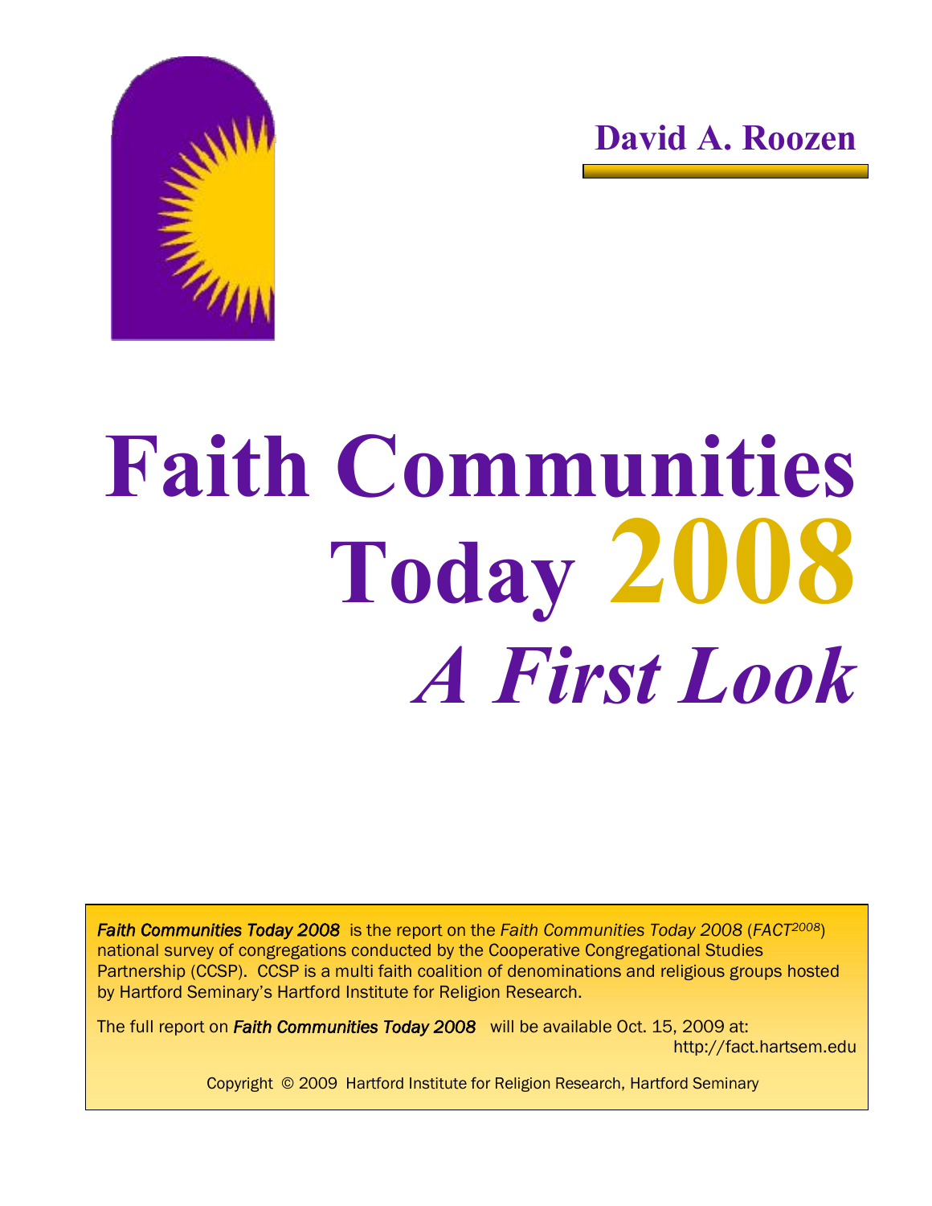**David A. Roozen**

# Faith Communities Today 2008

## *A First Look*

***Faith Communities Today 2008*** is the report on the *Faith Communities Today 2008* (*FACT*[2008]) national survey of congregations conducted by the Cooperative Congregational Studies Partnership (CCSP). CCSP is a multi faith coalition of denominations and religious groups hosted by Hartford Seminary's Hartford Institute for Religion Research.

The full report on ***Faith Communities Today 2008*** will be available Oct. 15, 2009 at: http://fact.hartsem.edu

Copyright © 2009 Hartford Institute for Religion Research, Hartford Seminary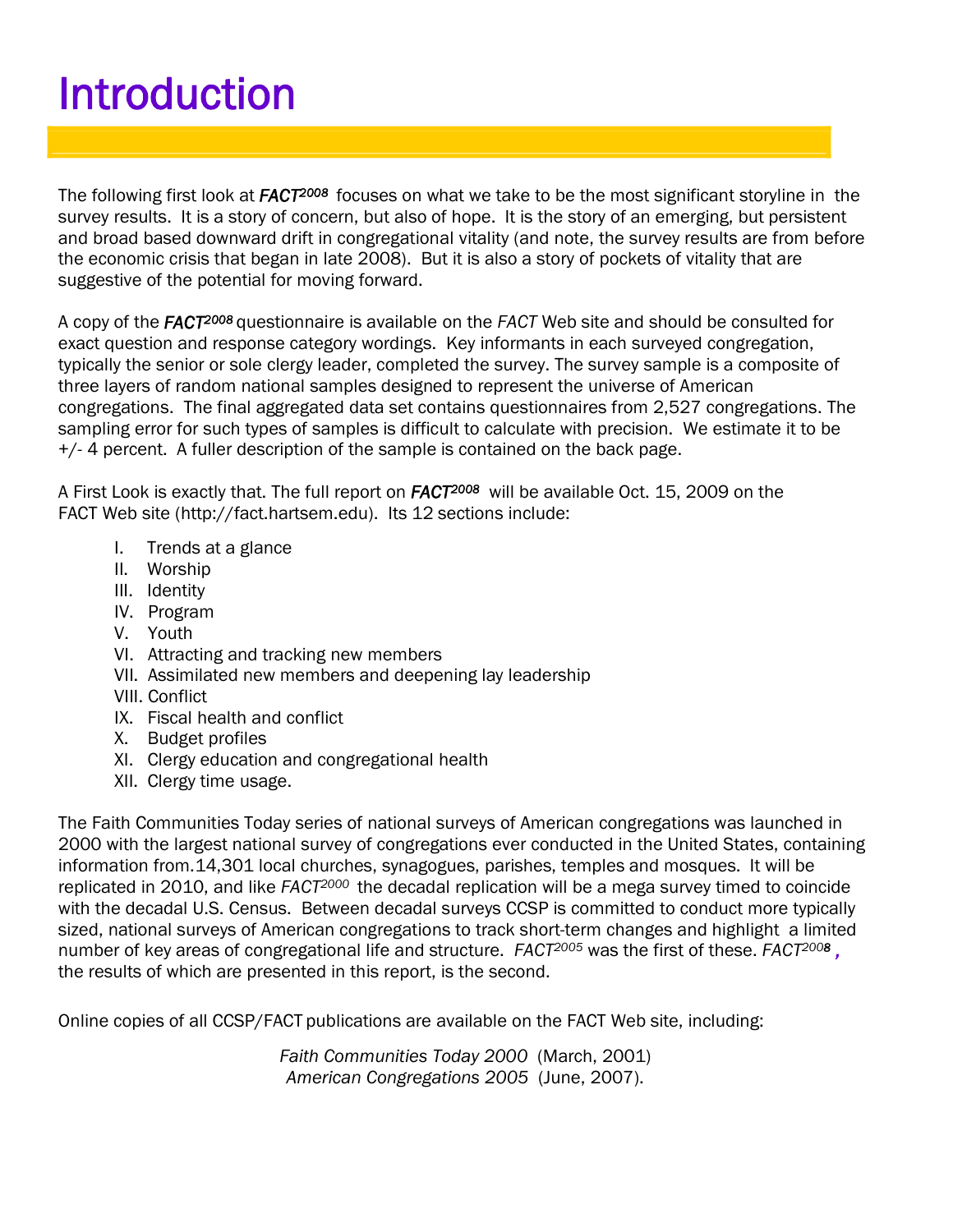# Introduction

The following first look at ***FACT*[2008]** focuses on what we take to be the most significant storyline in the survey results. It is a story of concern, but also of hope. It is the story of an emerging, but persistent and broad based downward drift in congregational vitality (and note, the survey results are from before the economic crisis that began in late 2008). But it is also a story of pockets of vitality that are suggestive of the potential for moving forward.

A copy of the ***FACT*[2008]** questionnaire is available on the *FACT* Web site and should be consulted for exact question and response category wordings. Key informants in each surveyed congregation, typically the senior or sole clergy leader, completed the survey. The survey sample is a composite of three layers of random national samples designed to represent the universe of American congregations. The final aggregated data set contains questionnaires from 2,527 congregations. The sampling error for such types of samples is difficult to calculate with precision. We estimate it to be +/- 4 percent. A fuller description of the sample is contained on the back page.

A First Look is exactly that. The full report on ***FACT*[2008]** will be available Oct. 15, 2009 on the FACT Web site (http://fact.hartsem.edu). Its 12 sections include:

I. Trends at a glance
II. Worship
III. Identity
IV. Program
V. Youth
VI. Attracting and tracking new members
VII. Assimilated new members and deepening lay leadership
VIII. Conflict
IX. Fiscal health and conflict
X. Budget profiles
XI. Clergy education and congregational health
XII. Clergy time usage.

The Faith Communities Today series of national surveys of American congregations was launched in 2000 with the largest national survey of congregations ever conducted in the United States, containing information from.14,301 local churches, synagogues, parishes, temples and mosques. It will be replicated in 2010, and like *FACT*[2000] the decadal replication will be a mega survey timed to coincide with the decadal U.S. Census. Between decadal surveys CCSP is committed to conduct more typically sized, national surveys of American congregations to track short-term changes and highlight a limited number of key areas of congregational life and structure. *FACT*[2005] was the first of these. *FACT*[2008], the results of which are presented in this report, is the second.

Online copies of all CCSP/FACT publications are available on the FACT Web site, including:

*Faith Communities Today 2000* (March, 2001)
*American Congregations 2005* (June, 2007).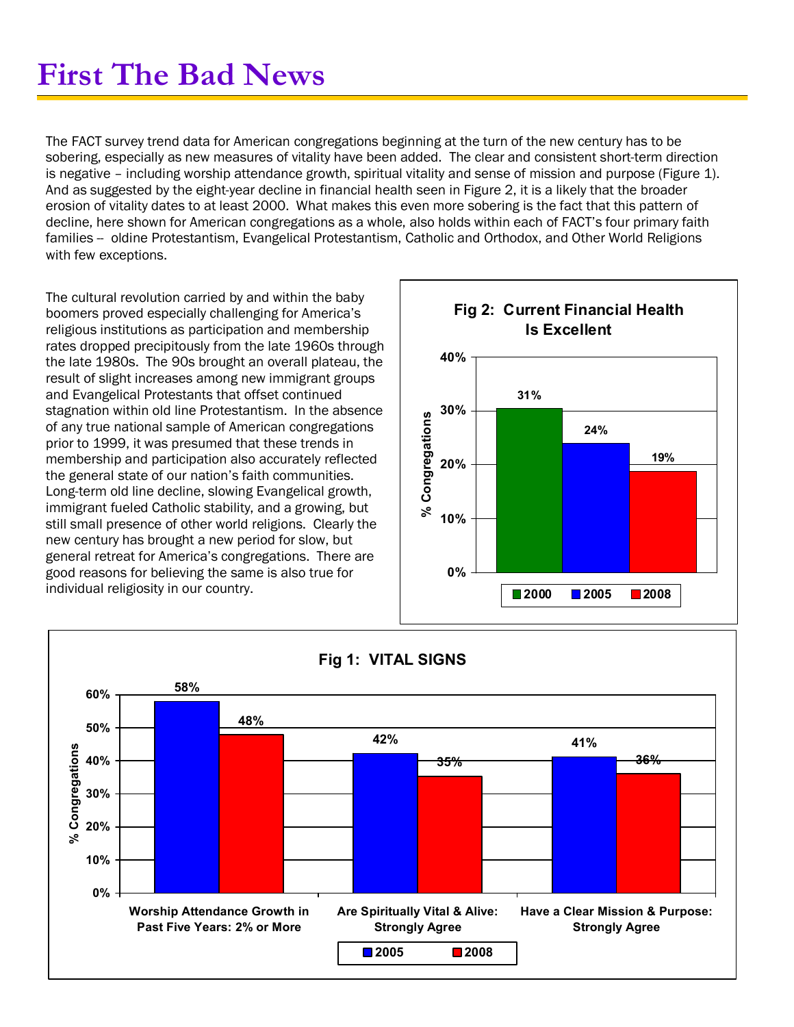# First The Bad News

The FACT survey trend data for American congregations beginning at the turn of the new century has to be sobering, especially as new measures of vitality have been added. The clear and consistent short-term direction is negative – including worship attendance growth, spiritual vitality and sense of mission and purpose (Figure 1). And as suggested by the eight-year decline in financial health seen in Figure 2, it is a likely that the broader erosion of vitality dates to at least 2000. What makes this even more sobering is the fact that this pattern of decline, here shown for American congregations as a whole, also holds within each of FACT's four primary faith families -- oldine Protestantism, Evangelical Protestantism, Catholic and Orthodox, and Other World Religions with few exceptions.

The cultural revolution carried by and within the baby boomers proved especially challenging for America's religious institutions as participation and membership rates dropped precipitously from the late 1960s through the late 1980s. The 90s brought an overall plateau, the result of slight increases among new immigrant groups and Evangelical Protestants that offset continued stagnation within old line Protestantism. In the absence of any true national sample of American congregations prior to 1999, it was presumed that these trends in membership and participation also accurately reflected the general state of our nation's faith communities. Long-term old line decline, slowing Evangelical growth, immigrant fueled Catholic stability, and a growing, but still small presence of other world religions. Clearly the new century has brought a new period for slow, but general retreat for America's congregations. There are good reasons for believing the same is also true for individual religiosity in our country.

**Fig 2: Current Financial Health Is Excellent**

| Year | % Congregations |
|---|---|
| 2000 | 31% |
| 2005 | 24% |
| 2008 | 19% |

**Fig 1: VITAL SIGNS**

| | 2005 | 2008 |
|---|---|---|
| Worship Attendance Growth in Past Five Years: 2% or More | 58% | 48% |
| Are Spiritually Vital & Alive: Strongly Agree | 42% | 35% |
| Have a Clear Mission & Purpose: Strongly Agree | 41% | 36% |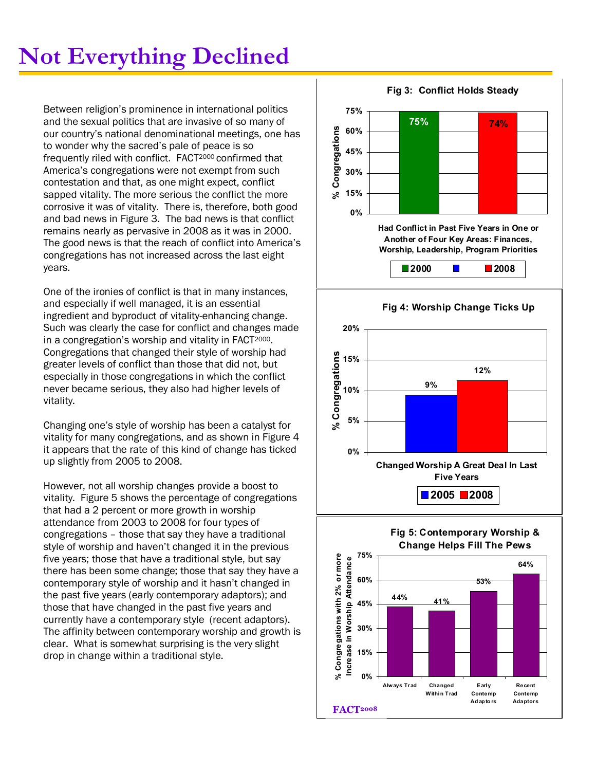# Not Everything Declined

Between religion's prominence in international politics and the sexual politics that are invasive of so many of our country's national denominational meetings, one has to wonder why the sacred's pale of peace is so frequently riled with conflict. FACT[2000] confirmed that America's congregations were not exempt from such contestation and that, as one might expect, conflict sapped vitality. The more serious the conflict the more corrosive it was of vitality. There is, therefore, both good and bad news in Figure 3. The bad news is that conflict remains nearly as pervasive in 2008 as it was in 2000. The good news is that the reach of conflict into America's congregations has not increased across the last eight years.

One of the ironies of conflict is that in many instances, and especially if well managed, it is an essential ingredient and byproduct of vitality-enhancing change. Such was clearly the case for conflict and changes made in a congregation's worship and vitality in FACT[2000]. Congregations that changed their style of worship had greater levels of conflict than those that did not, but especially in those congregations in which the conflict never became serious, they also had higher levels of vitality.

Changing one's style of worship has been a catalyst for vitality for many congregations, and as shown in Figure 4 it appears that the rate of this kind of change has ticked up slightly from 2005 to 2008.

However, not all worship changes provide a boost to vitality. Figure 5 shows the percentage of congregations that had a 2 percent or more growth in worship attendance from 2003 to 2008 for four types of congregations – those that say they have a traditional style of worship and haven't changed it in the previous five years; those that have a traditional style, but say there has been some change; those that say they have a contemporary style of worship and it hasn't changed in the past five years (early contemporary adaptors); and those that have changed in the past five years and currently have a contemporary style (recent adaptors). The affinity between contemporary worship and growth is clear. What is somewhat surprising is the very slight drop in change within a traditional style.

**Fig 3: Conflict Holds Steady**

Had Conflict in Past Five Years in One or Another of Four Key Areas: Finances, Worship, Leadership, Program Priorities

| | 2000 | 2008 |
|---|---|---|
| % Congregations | 75% | 74% |

**Fig 4: Worship Change Ticks Up**

Changed Worship A Great Deal In Last Five Years

| | 2005 | 2008 |
|---|---|---|
| % Congregations | 9% | 12% |

**Fig 5: Contemporary Worship & Change Helps Fill The Pews**

| | Always Trad | Changed Within Trad | Early Contemp Adaptors | Recent Contemp Adaptors |
|---|---|---|---|---|
| % Congregations with 2% or more Increase in Worship Attendance | 44% | 41% | 53% | 64% |

FACT[2008]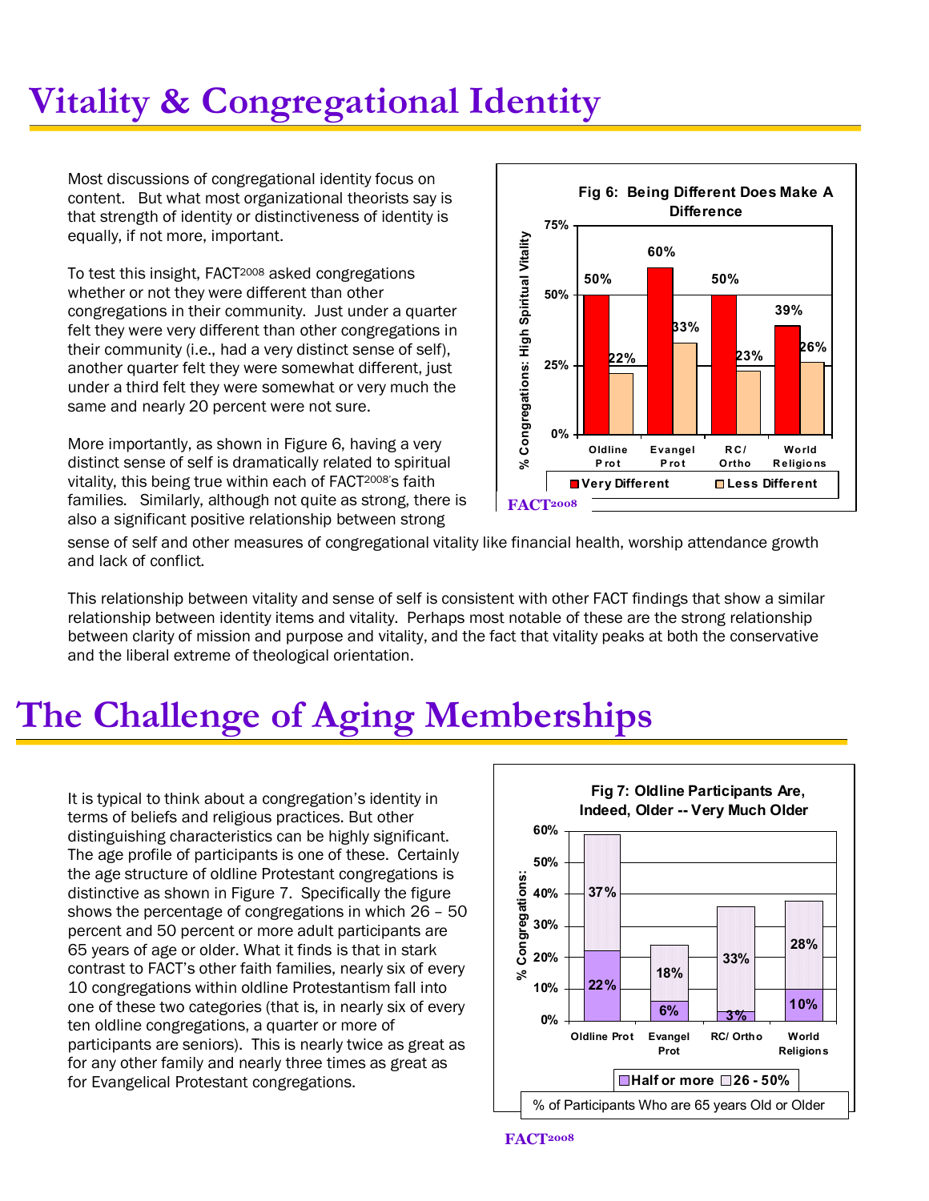# Vitality & Congregational Identity

Most discussions of congregational identity focus on content. But what most organizational theorists say is that strength of identity or distinctiveness of identity is equally, if not more, important.

To test this insight, FACT2008 asked congregations whether or not they were different than other congregations in their community. Just under a quarter felt they were very different than other congregations in their community (i.e., had a very distinct sense of self), another quarter felt they were somewhat different, just under a third felt they were somewhat or very much the same and nearly 20 percent were not sure.

More importantly, as shown in Figure 6, having a very distinct sense of self is dramatically related to spiritual vitality, this being true within each of FACT2008's faith families. Similarly, although not quite as strong, there is also a significant positive relationship between strong sense of self and other measures of congregational vitality like financial health, worship attendance growth and lack of conflict.

**Fig 6: Being Different Does Make A Difference**

% Congregations: High Spiritual Vitality

| | Oldline Prot | Evangel Prot | RC/ Ortho | World Religions |
|---|---|---|---|---|
| Very Different | 50% | 60% | 50% | 39% |
| Less Different | 22% | 33% | 23% | 26% |

FACT2008

This relationship between vitality and sense of self is consistent with other FACT findings that show a similar relationship between identity items and vitality. Perhaps most notable of these are the strong relationship between clarity of mission and purpose and vitality, and the fact that vitality peaks at both the conservative and the liberal extreme of theological orientation.

# The Challenge of Aging Memberships

It is typical to think about a congregation's identity in terms of beliefs and religious practices. But other distinguishing characteristics can be highly significant. The age profile of participants is one of these. Certainly the age structure of oldline Protestant congregations is distinctive as shown in Figure 7. Specifically the figure shows the percentage of congregations in which 26 – 50 percent and 50 percent or more adult participants are 65 years of age or older. What it finds is that in stark contrast to FACT's other faith families, nearly six of every 10 congregations within oldline Protestantism fall into one of these two categories (that is, in nearly six of every ten oldline congregations, a quarter or more of participants are seniors). This is nearly twice as great as for any other family and nearly three times as great as for Evangelical Protestant congregations.

**Fig 7: Oldline Participants Are, Indeed, Older -- Very Much Older**

% Congregations: % of Participants Who are 65 years Old or Older

| | Oldline Prot | Evangel Prot | RC/ Ortho | World Religions |
|---|---|---|---|---|
| Half or more | 22% | 6% | 3% | 10% |
| 26 - 50% | 37% | 18% | 33% | 28% |

FACT2008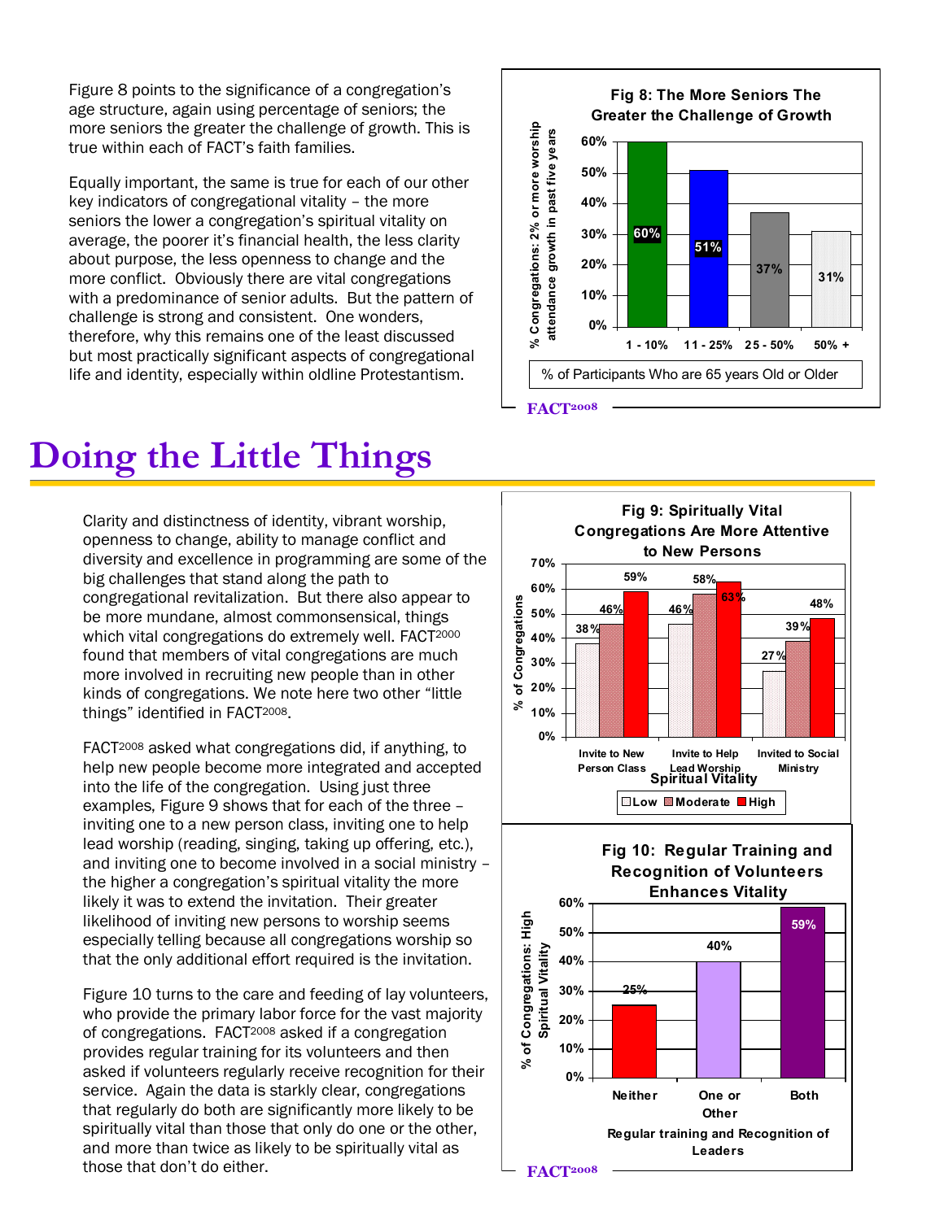Figure 8 points to the significance of a congregation's age structure, again using percentage of seniors; the more seniors the greater the challenge of growth. This is true within each of FACT's faith families.

Equally important, the same is true for each of our other key indicators of congregational vitality – the more seniors the lower a congregation's spiritual vitality on average, the poorer it's financial health, the less clarity about purpose, the less openness to change and the more conflict. Obviously there are vital congregations with a predominance of senior adults. But the pattern of challenge is strong and consistent. One wonders, therefore, why this remains one of the least discussed but most practically significant aspects of congregational life and identity, especially within oldline Protestantism.

**Fig 8: The More Seniors The Greater the Challenge of Growth**

| % of Participants Who are 65 years Old or Older | % Congregations: 2% or more worship attendance growth in past five years |
|---|---|
| 1 - 10% | 60% |
| 11 - 25% | 51% |
| 25 - 50% | 37% |
| 50% + | 31% |

FACT2008

# Doing the Little Things

Clarity and distinctness of identity, vibrant worship, openness to change, ability to manage conflict and diversity and excellence in programming are some of the big challenges that stand along the path to congregational revitalization. But there also appear to be more mundane, almost commonsensical, things which vital congregations do extremely well. FACT2000 found that members of vital congregations are much more involved in recruiting new people than in other kinds of congregations. We note here two other "little things" identified in FACT2008.

FACT2008 asked what congregations did, if anything, to help new people become more integrated and accepted into the life of the congregation. Using just three examples, Figure 9 shows that for each of the three – inviting one to a new person class, inviting one to help lead worship (reading, singing, taking up offering, etc.), and inviting one to become involved in a social ministry – the higher a congregation's spiritual vitality the more likely it was to extend the invitation. Their greater likelihood of inviting new persons to worship seems especially telling because all congregations worship so that the only additional effort required is the invitation.

Figure 10 turns to the care and feeding of lay volunteers, who provide the primary labor force for the vast majority of congregations. FACT2008 asked if a congregation provides regular training for its volunteers and then asked if volunteers regularly receive recognition for their service. Again the data is starkly clear, congregations that regularly do both are significantly more likely to be spiritually vital than those that only do one or the other, and more than twice as likely to be spiritually vital as those that don't do either.

**Fig 9: Spiritually Vital Congregations Are More Attentive to New Persons**

| % of Congregations | Low | Moderate | High |
|---|---|---|---|
| Invite to New Person Class | 38% | 46% | 59% |
| Invite to Help Lead Worship | 46% | 58% | 63% |
| Invited to Social Ministry | 27% | 39% | 48% |

Spiritual Vitality

**Fig 10: Regular Training and Recognition of Volunteers Enhances Vitality**

| Regular training and Recognition of Leaders | % of Congregations: High Spiritual Vitality |
|---|---|
| Neither | 25% |
| One or Other | 40% |
| Both | 59% |

FACT2008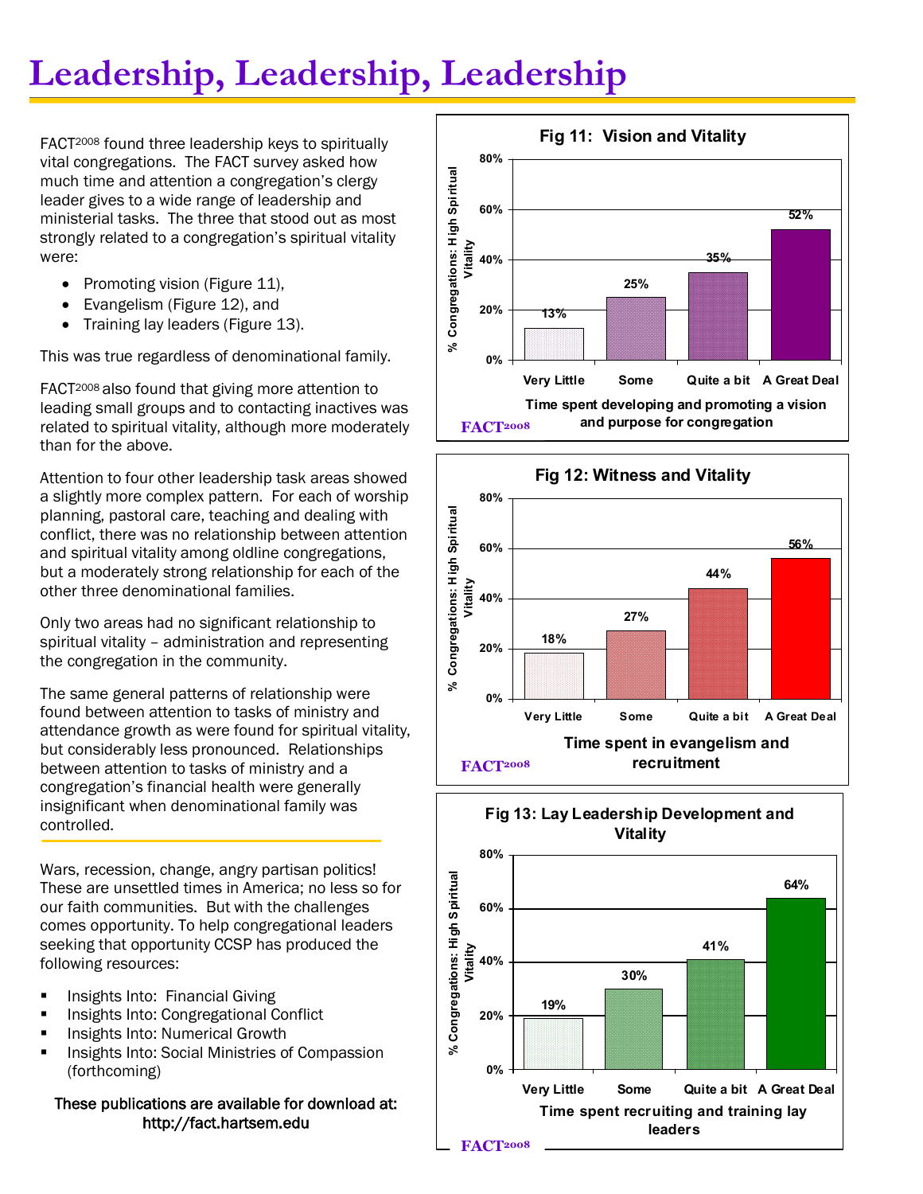# Leadership, Leadership, Leadership

FACT2008 found three leadership keys to spiritually vital congregations. The FACT survey asked how much time and attention a congregation's clergy leader gives to a wide range of leadership and ministerial tasks. The three that stood out as most strongly related to a congregation's spiritual vitality were:

- Promoting vision (Figure 11),
- Evangelism (Figure 12), and
- Training lay leaders (Figure 13).

This was true regardless of denominational family.

FACT2008 also found that giving more attention to leading small groups and to contacting inactives was related to spiritual vitality, although more moderately than for the above.

Attention to four other leadership task areas showed a slightly more complex pattern. For each of worship planning, pastoral care, teaching and dealing with conflict, there was no relationship between attention and spiritual vitality among oldline congregations, but a moderately strong relationship for each of the other three denominational families.

Only two areas had no significant relationship to spiritual vitality – administration and representing the congregation in the community.

The same general patterns of relationship were found between attention to tasks of ministry and attendance growth as were found for spiritual vitality, but considerably less pronounced. Relationships between attention to tasks of ministry and a congregation's financial health were generally insignificant when denominational family was controlled.

**Fig 11: Vision and Vitality**

Time spent developing and promoting a vision and purpose for congregation

| Time spent | % Congregations: High Spiritual Vitality |
|---|---|
| Very Little | 13% |
| Some | 25% |
| Quite a bit | 35% |
| A Great Deal | 52% |

FACT2008

**Fig 12: Witness and Vitality**

Time spent in evangelism and recruitment

| Time spent | % Congregations: High Spiritual Vitality |
|---|---|
| Very Little | 18% |
| Some | 27% |
| Quite a bit | 44% |
| A Great Deal | 56% |

FACT2008

**Fig 13: Lay Leadership Development and Vitality**

Time spent recruiting and training lay leaders

| Time spent | % Congregations: High Spiritual Vitality |
|---|---|
| Very Little | 19% |
| Some | 30% |
| Quite a bit | 41% |
| A Great Deal | 64% |

FACT2008

Wars, recession, change, angry partisan politics! These are unsettled times in America; no less so for our faith communities. But with the challenges comes opportunity. To help congregational leaders seeking that opportunity CCSP has produced the following resources:

- Insights Into: Financial Giving
- Insights Into: Congregational Conflict
- Insights Into: Numerical Growth
- Insights Into: Social Ministries of Compassion (forthcoming)

**These publications are available for download at: http://fact.hartsem.edu**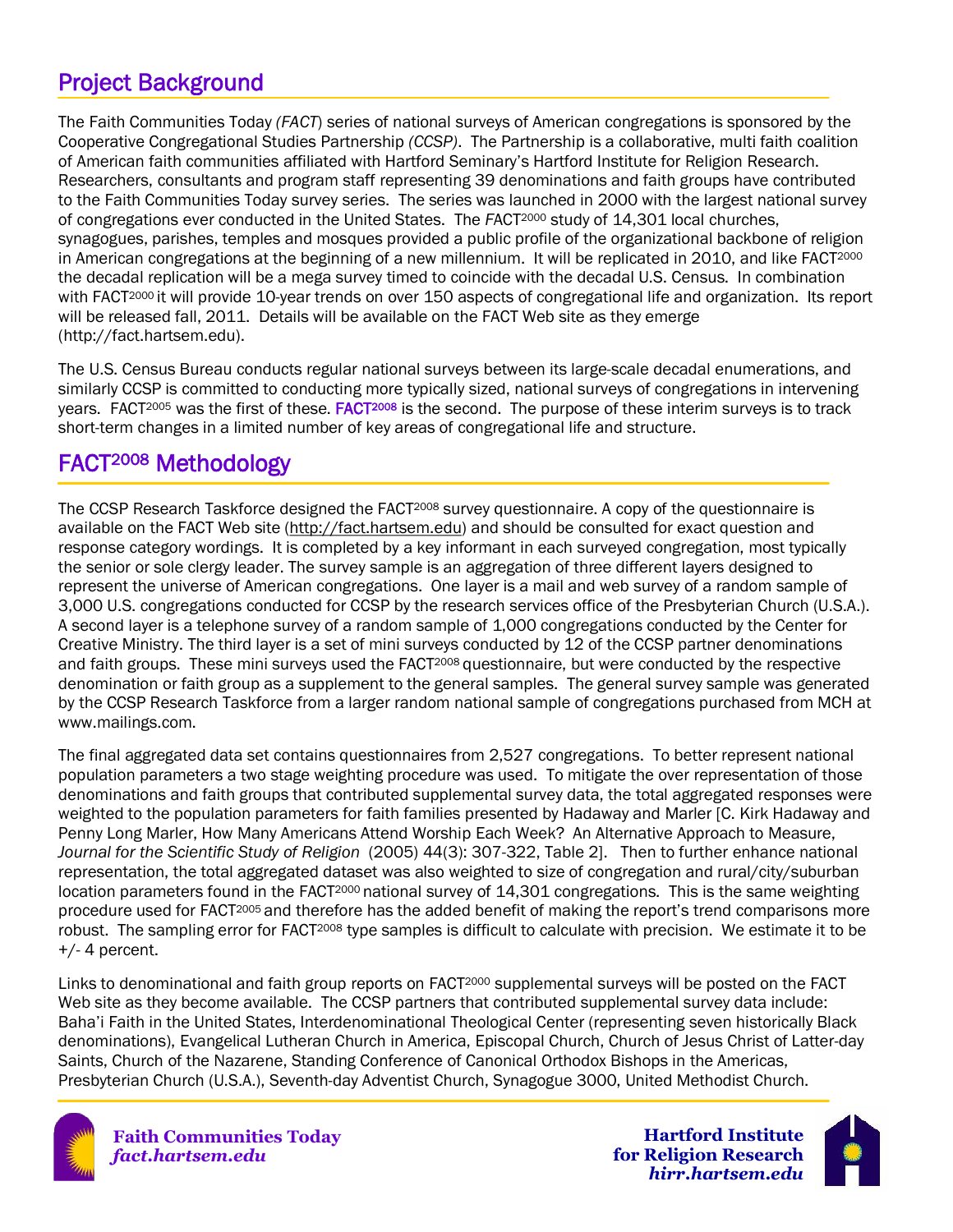## Project Background

The Faith Communities Today *(FACT)* series of national surveys of American congregations is sponsored by the Cooperative Congregational Studies Partnership *(CCSP)*. The Partnership is a collaborative, multi faith coalition of American faith communities affiliated with Hartford Seminary's Hartford Institute for Religion Research. Researchers, consultants and program staff representing 39 denominations and faith groups have contributed to the Faith Communities Today survey series. The series was launched in 2000 with the largest national survey of congregations ever conducted in the United States. The *FACT*$^{2000}$ study of 14,301 local churches, synagogues, parishes, temples and mosques provided a public profile of the organizational backbone of religion in American congregations at the beginning of a new millennium. It will be replicated in 2010, and like FACT$^{2000}$ the decadal replication will be a mega survey timed to coincide with the decadal U.S. Census. In combination with FACT$^{2000}$ it will provide 10-year trends on over 150 aspects of congregational life and organization. Its report will be released fall, 2011. Details will be available on the FACT Web site as they emerge (http://fact.hartsem.edu).

The U.S. Census Bureau conducts regular national surveys between its large-scale decadal enumerations, and similarly CCSP is committed to conducting more typically sized, national surveys of congregations in intervening years. FACT$^{2005}$ was the first of these. FACT$^{2008}$ is the second. The purpose of these interim surveys is to track short-term changes in a limited number of key areas of congregational life and structure.

## FACT$^{2008}$ Methodology

The CCSP Research Taskforce designed the FACT$^{2008}$ survey questionnaire. A copy of the questionnaire is available on the FACT Web site (http://fact.hartsem.edu) and should be consulted for exact question and response category wordings. It is completed by a key informant in each surveyed congregation, most typically the senior or sole clergy leader. The survey sample is an aggregation of three different layers designed to represent the universe of American congregations. One layer is a mail and web survey of a random sample of 3,000 U.S. congregations conducted for CCSP by the research services office of the Presbyterian Church (U.S.A.). A second layer is a telephone survey of a random sample of 1,000 congregations conducted by the Center for Creative Ministry. The third layer is a set of mini surveys conducted by 12 of the CCSP partner denominations and faith groups. These mini surveys used the FACT$^{2008}$ questionnaire, but were conducted by the respective denomination or faith group as a supplement to the general samples. The general survey sample was generated by the CCSP Research Taskforce from a larger random national sample of congregations purchased from MCH at www.mailings.com.

The final aggregated data set contains questionnaires from 2,527 congregations. To better represent national population parameters a two stage weighting procedure was used. To mitigate the over representation of those denominations and faith groups that contributed supplemental survey data, the total aggregated responses were weighted to the population parameters for faith families presented by Hadaway and Marler [C. Kirk Hadaway and Penny Long Marler, How Many Americans Attend Worship Each Week? An Alternative Approach to Measure, *Journal for the Scientific Study of Religion* (2005) 44(3): 307-322, Table 2]. Then to further enhance national representation, the total aggregated dataset was also weighted to size of congregation and rural/city/suburban location parameters found in the FACT$^{2000}$ national survey of 14,301 congregations. This is the same weighting procedure used for FACT$^{2005}$ and therefore has the added benefit of making the report's trend comparisons more robust. The sampling error for FACT$^{2008}$ type samples is difficult to calculate with precision. We estimate it to be +/- 4 percent.

Links to denominational and faith group reports on FACT$^{2000}$ supplemental surveys will be posted on the FACT Web site as they become available. The CCSP partners that contributed supplemental survey data include: Baha'i Faith in the United States, Interdenominational Theological Center (representing seven historically Black denominations), Evangelical Lutheran Church in America, Episcopal Church, Church of Jesus Christ of Latter-day Saints, Church of the Nazarene, Standing Conference of Canonical Orthodox Bishops in the Americas, Presbyterian Church (U.S.A.), Seventh-day Adventist Church, Synagogue 3000, United Methodist Church.

**Faith Communities Today**
***fact.hartsem.edu***

**Hartford Institute for Religion Research**
***hirr.hartsem.edu***